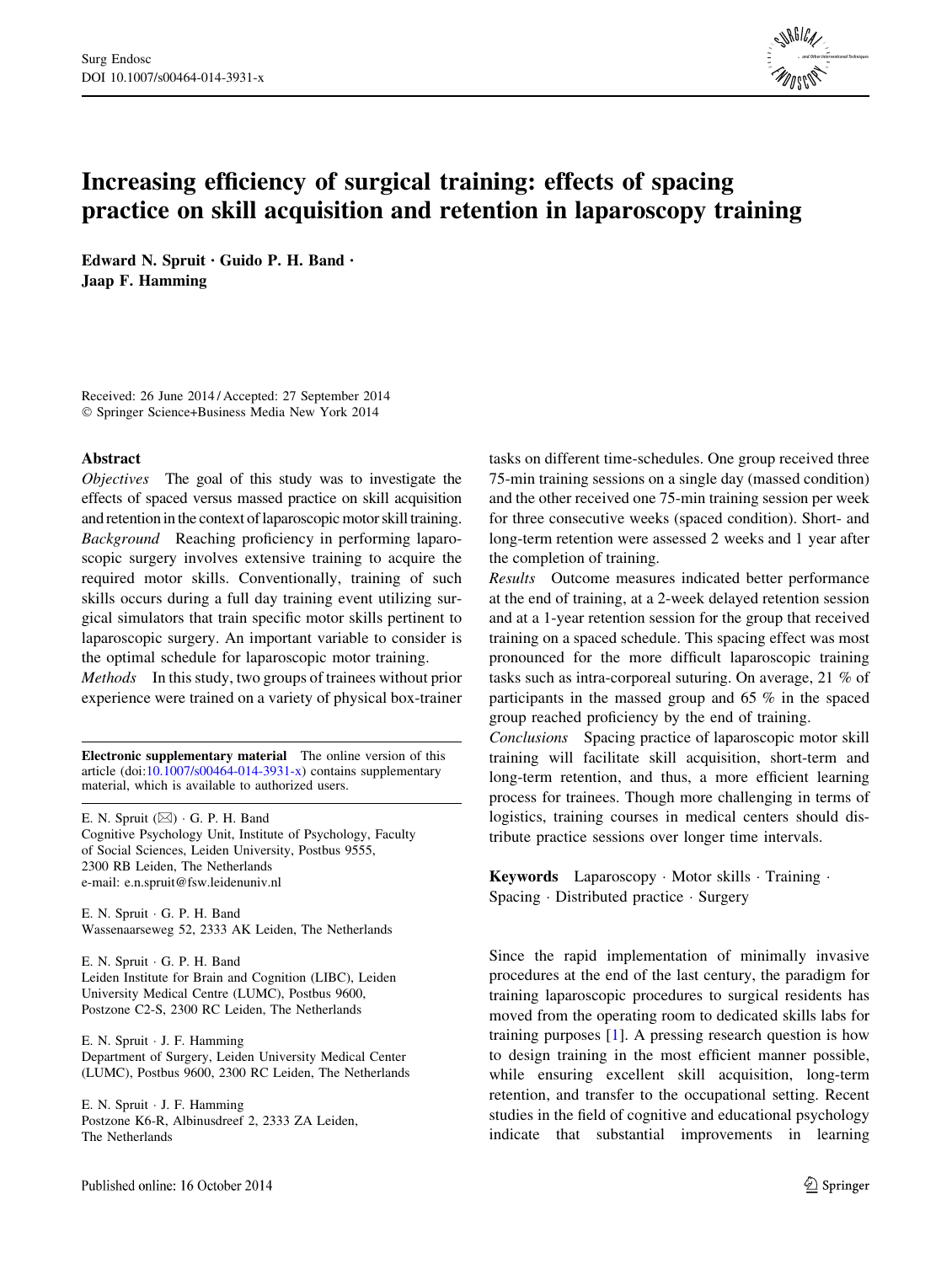// Surg Endosc
// DOI 10.1007/s00464-014-3931-x

# Increasing efficiency of surgical training: effects of spacing practice on skill acquisition and retention in laparoscopy training

**Edward N. Spruit · Guido P. H. Band · Jaap F. Hamming**

Received: 26 June 2014 / Accepted: 27 September 2014
© Springer Science+Business Media New York 2014

## Abstract

*Objectives* The goal of this study was to investigate the effects of spaced versus massed practice on skill acquisition and retention in the context of laparoscopic motor skill training.

*Background* Reaching proficiency in performing laparoscopic surgery involves extensive training to acquire the required motor skills. Conventionally, training of such skills occurs during a full day training event utilizing surgical simulators that train specific motor skills pertinent to laparoscopic surgery. An important variable to consider is the optimal schedule for laparoscopic motor training.

*Methods* In this study, two groups of trainees without prior experience were trained on a variety of physical box-trainer tasks on different time-schedules. One group received three 75-min training sessions on a single day (massed condition) and the other received one 75-min training session per week for three consecutive weeks (spaced condition). Short- and long-term retention were assessed 2 weeks and 1 year after the completion of training.

*Results* Outcome measures indicated better performance at the end of training, at a 2-week delayed retention session and at a 1-year retention session for the group that received training on a spaced schedule. This spacing effect was most pronounced for the more difficult laparoscopic training tasks such as intra-corporeal suturing. On average, 21 % of participants in the massed group and 65 % in the spaced group reached proficiency by the end of training.

*Conclusions* Spacing practice of laparoscopic motor skill training will facilitate skill acquisition, short-term and long-term retention, and thus, a more efficient learning process for trainees. Though more challenging in terms of logistics, training courses in medical centers should distribute practice sessions over longer time intervals.

**Keywords** Laparoscopy · Motor skills · Training · Spacing · Distributed practice · Surgery

**Electronic supplementary material** The online version of this article (doi:10.1007/s00464-014-3931-x) contains supplementary material, which is available to authorized users.

E. N. Spruit (✉) · G. P. H. Band
Cognitive Psychology Unit, Institute of Psychology, Faculty of Social Sciences, Leiden University, Postbus 9555, 2300 RB Leiden, The Netherlands
e-mail: e.n.spruit@fsw.leidenuniv.nl

E. N. Spruit · G. P. H. Band
Wassenaarseweg 52, 2333 AK Leiden, The Netherlands

E. N. Spruit · G. P. H. Band
Leiden Institute for Brain and Cognition (LIBC), Leiden University Medical Centre (LUMC), Postbus 9600, Postzone C2-S, 2300 RC Leiden, The Netherlands

E. N. Spruit · J. F. Hamming
Department of Surgery, Leiden University Medical Center (LUMC), Postbus 9600, 2300 RC Leiden, The Netherlands

E. N. Spruit · J. F. Hamming
Postzone K6-R, Albinusdreef 2, 2333 ZA Leiden, The Netherlands

Since the rapid implementation of minimally invasive procedures at the end of the last century, the paradigm for training laparoscopic procedures to surgical residents has moved from the operating room to dedicated skills labs for training purposes [1]. A pressing research question is how to design training in the most efficient manner possible, while ensuring excellent skill acquisition, long-term retention, and transfer to the occupational setting. Recent studies in the field of cognitive and educational psychology indicate that substantial improvements in learning

Published online: 16 October 2014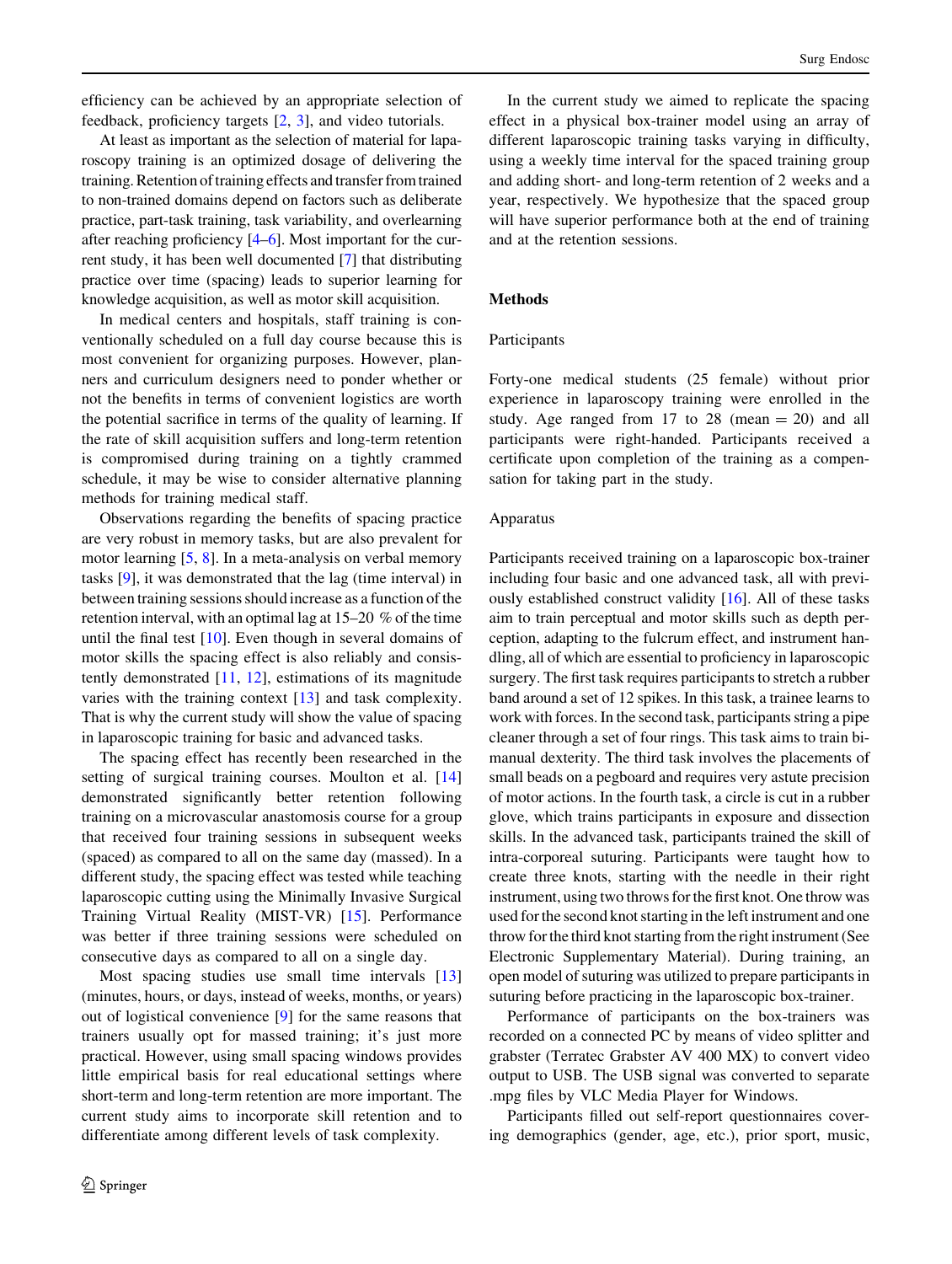efficiency can be achieved by an appropriate selection of feedback, proficiency targets [2, 3], and video tutorials.

At least as important as the selection of material for laparoscopy training is an optimized dosage of delivering the training. Retention of training effects and transfer from trained to non-trained domains depend on factors such as deliberate practice, part-task training, task variability, and overlearning after reaching proficiency [4–6]. Most important for the current study, it has been well documented [7] that distributing practice over time (spacing) leads to superior learning for knowledge acquisition, as well as motor skill acquisition.

In medical centers and hospitals, staff training is conventionally scheduled on a full day course because this is most convenient for organizing purposes. However, planners and curriculum designers need to ponder whether or not the benefits in terms of convenient logistics are worth the potential sacrifice in terms of the quality of learning. If the rate of skill acquisition suffers and long-term retention is compromised during training on a tightly crammed schedule, it may be wise to consider alternative planning methods for training medical staff.

Observations regarding the benefits of spacing practice are very robust in memory tasks, but are also prevalent for motor learning [5, 8]. In a meta-analysis on verbal memory tasks [9], it was demonstrated that the lag (time interval) in between training sessions should increase as a function of the retention interval, with an optimal lag at 15–20 % of the time until the final test [10]. Even though in several domains of motor skills the spacing effect is also reliably and consistently demonstrated [11, 12], estimations of its magnitude varies with the training context [13] and task complexity. That is why the current study will show the value of spacing in laparoscopic training for basic and advanced tasks.

The spacing effect has recently been researched in the setting of surgical training courses. Moulton et al. [14] demonstrated significantly better retention following training on a microvascular anastomosis course for a group that received four training sessions in subsequent weeks (spaced) as compared to all on the same day (massed). In a different study, the spacing effect was tested while teaching laparoscopic cutting using the Minimally Invasive Surgical Training Virtual Reality (MIST-VR) [15]. Performance was better if three training sessions were scheduled on consecutive days as compared to all on a single day.

Most spacing studies use small time intervals [13] (minutes, hours, or days, instead of weeks, months, or years) out of logistical convenience [9] for the same reasons that trainers usually opt for massed training; it's just more practical. However, using small spacing windows provides little empirical basis for real educational settings where short-term and long-term retention are more important. The current study aims to incorporate skill retention and to differentiate among different levels of task complexity.

In the current study we aimed to replicate the spacing effect in a physical box-trainer model using an array of different laparoscopic training tasks varying in difficulty, using a weekly time interval for the spaced training group and adding short- and long-term retention of 2 weeks and a year, respectively. We hypothesize that the spaced group will have superior performance both at the end of training and at the retention sessions.

## Methods

### Participants

Forty-one medical students (25 female) without prior experience in laparoscopy training were enrolled in the study. Age ranged from 17 to 28 (mean = 20) and all participants were right-handed. Participants received a certificate upon completion of the training as a compensation for taking part in the study.

### Apparatus

Participants received training on a laparoscopic box-trainer including four basic and one advanced task, all with previously established construct validity [16]. All of these tasks aim to train perceptual and motor skills such as depth perception, adapting to the fulcrum effect, and instrument handling, all of which are essential to proficiency in laparoscopic surgery. The first task requires participants to stretch a rubber band around a set of 12 spikes. In this task, a trainee learns to work with forces. In the second task, participants string a pipe cleaner through a set of four rings. This task aims to train bi-manual dexterity. The third task involves the placements of small beads on a pegboard and requires very astute precision of motor actions. In the fourth task, a circle is cut in a rubber glove, which trains participants in exposure and dissection skills. In the advanced task, participants trained the skill of intra-corporeal suturing. Participants were taught how to create three knots, starting with the needle in their right instrument, using two throws for the first knot. One throw was used for the second knot starting in the left instrument and one throw for the third knot starting from the right instrument (See Electronic Supplementary Material). During training, an open model of suturing was utilized to prepare participants in suturing before practicing in the laparoscopic box-trainer.

Performance of participants on the box-trainers was recorded on a connected PC by means of video splitter and grabster (Terratec Grabster AV 400 MX) to convert video output to USB. The USB signal was converted to separate .mpg files by VLC Media Player for Windows.

Participants filled out self-report questionnaires covering demographics (gender, age, etc.), prior sport, music,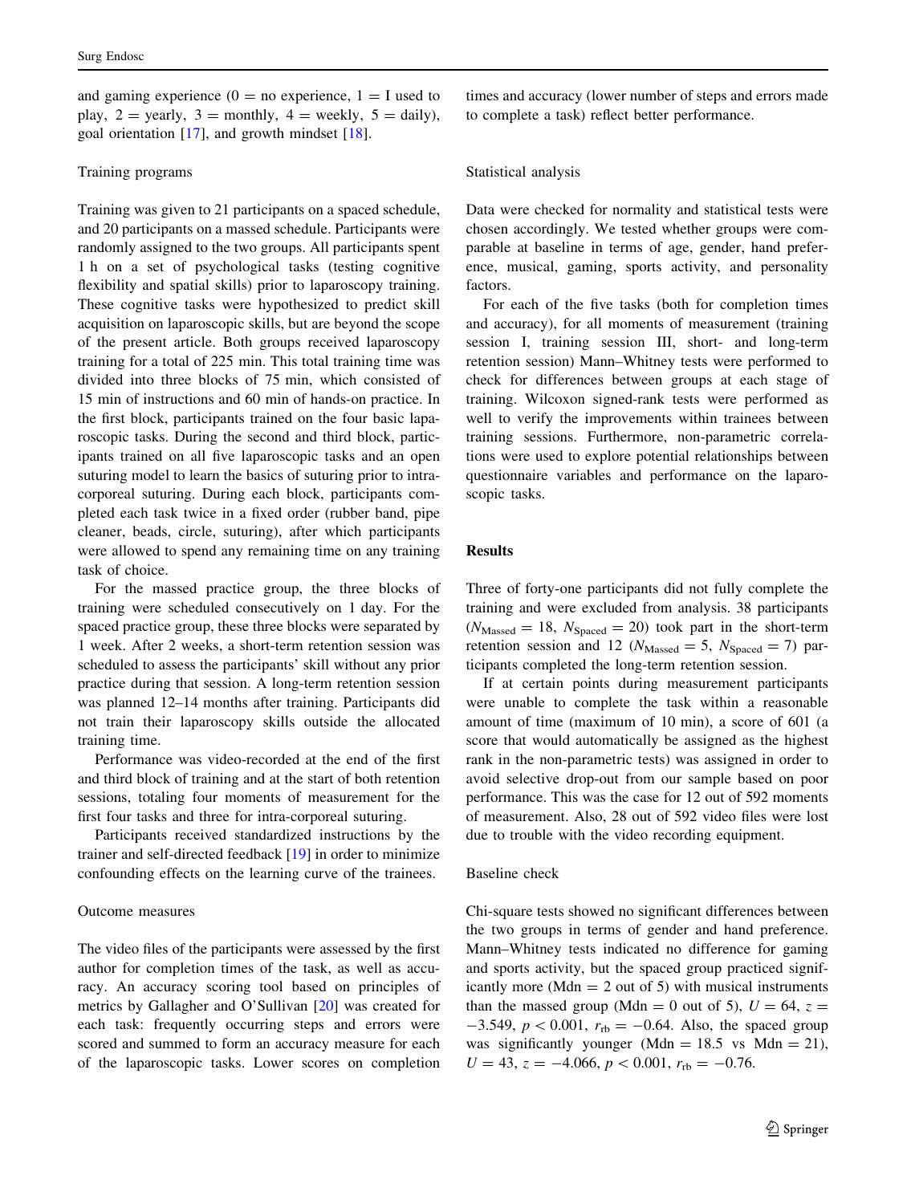and gaming experience (0 = no experience, 1 = I used to play, 2 = yearly, 3 = monthly, 4 = weekly, 5 = daily), goal orientation [17], and growth mindset [18].

### Training programs

Training was given to 21 participants on a spaced schedule, and 20 participants on a massed schedule. Participants were randomly assigned to the two groups. All participants spent 1 h on a set of psychological tasks (testing cognitive flexibility and spatial skills) prior to laparoscopy training. These cognitive tasks were hypothesized to predict skill acquisition on laparoscopic skills, but are beyond the scope of the present article. Both groups received laparoscopy training for a total of 225 min. This total training time was divided into three blocks of 75 min, which consisted of 15 min of instructions and 60 min of hands-on practice. In the first block, participants trained on the four basic laparoscopic tasks. During the second and third block, participants trained on all five laparoscopic tasks and an open suturing model to learn the basics of suturing prior to intracorporeal suturing. During each block, participants completed each task twice in a fixed order (rubber band, pipe cleaner, beads, circle, suturing), after which participants were allowed to spend any remaining time on any training task of choice.

For the massed practice group, the three blocks of training were scheduled consecutively on 1 day. For the spaced practice group, these three blocks were separated by 1 week. After 2 weeks, a short-term retention session was scheduled to assess the participants' skill without any prior practice during that session. A long-term retention session was planned 12–14 months after training. Participants did not train their laparoscopy skills outside the allocated training time.

Performance was video-recorded at the end of the first and third block of training and at the start of both retention sessions, totaling four moments of measurement for the first four tasks and three for intra-corporeal suturing.

Participants received standardized instructions by the trainer and self-directed feedback [19] in order to minimize confounding effects on the learning curve of the trainees.

### Outcome measures

The video files of the participants were assessed by the first author for completion times of the task, as well as accuracy. An accuracy scoring tool based on principles of metrics by Gallagher and O'Sullivan [20] was created for each task: frequently occurring steps and errors were scored and summed to form an accuracy measure for each of the laparoscopic tasks. Lower scores on completion times and accuracy (lower number of steps and errors made to complete a task) reflect better performance.

### Statistical analysis

Data were checked for normality and statistical tests were chosen accordingly. We tested whether groups were comparable at baseline in terms of age, gender, hand preference, musical, gaming, sports activity, and personality factors.

For each of the five tasks (both for completion times and accuracy), for all moments of measurement (training session I, training session III, short- and long-term retention session) Mann–Whitney tests were performed to check for differences between groups at each stage of training. Wilcoxon signed-rank tests were performed as well to verify the improvements within trainees between training sessions. Furthermore, non-parametric correlations were used to explore potential relationships between questionnaire variables and performance on the laparoscopic tasks.

## Results

Three of forty-one participants did not fully complete the training and were excluded from analysis. 38 participants ($N_{\text{Massed}} = 18$, $N_{\text{Spaced}} = 20$) took part in the short-term retention session and 12 ($N_{\text{Massed}} = 5$, $N_{\text{Spaced}} = 7$) participants completed the long-term retention session.

If at certain points during measurement participants were unable to complete the task within a reasonable amount of time (maximum of 10 min), a score of 601 (a score that would automatically be assigned as the highest rank in the non-parametric tests) was assigned in order to avoid selective drop-out from our sample based on poor performance. This was the case for 12 out of 592 moments of measurement. Also, 28 out of 592 video files were lost due to trouble with the video recording equipment.

### Baseline check

Chi-square tests showed no significant differences between the two groups in terms of gender and hand preference. Mann–Whitney tests indicated no difference for gaming and sports activity, but the spaced group practiced significantly more (Mdn = 2 out of 5) with musical instruments than the massed group (Mdn = 0 out of 5), $U = 64$, $z = -3.549$, $p < 0.001$, $r_{\text{rb}} = -0.64$. Also, the spaced group was significantly younger (Mdn = 18.5 vs Mdn = 21), $U = 43$, $z = -4.066$, $p < 0.001$, $r_{\text{rb}} = -0.76$.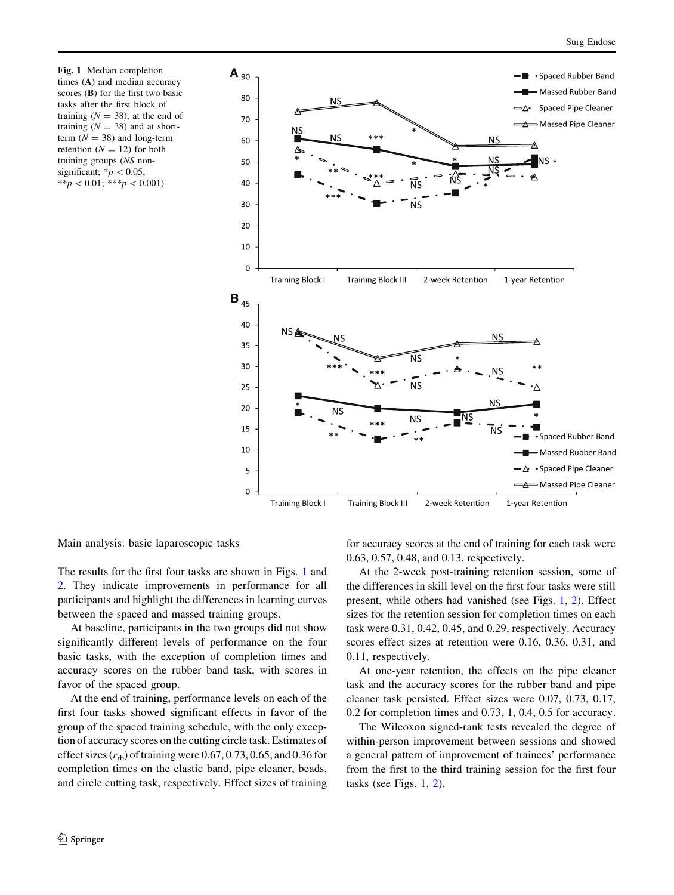**Fig. 1** Median completion times (**A**) and median accuracy scores (**B**) for the first two basic tasks after the first block of training ($N = 38$), at the end of training ($N = 38$) and at short-term ($N = 38$) and long-term retention ($N = 12$) for both training groups (*NS* non-significant; *$p < 0.05$; **$p < 0.01$; ***$p < 0.001$)

Main analysis: basic laparoscopic tasks

The results for the first four tasks are shown in Figs. 1 and 2. They indicate improvements in performance for all participants and highlight the differences in learning curves between the spaced and massed training groups.

At baseline, participants in the two groups did not show significantly different levels of performance on the four basic tasks, with the exception of completion times and accuracy scores on the rubber band task, with scores in favor of the spaced group.

At the end of training, performance levels on each of the first four tasks showed significant effects in favor of the group of the spaced training schedule, with the only exception of accuracy scores on the cutting circle task. Estimates of effect sizes ($r_{rb}$) of training were 0.67, 0.73, 0.65, and 0.36 for completion times on the elastic band, pipe cleaner, beads, and circle cutting task, respectively. Effect sizes of training for accuracy scores at the end of training for each task were 0.63, 0.57, 0.48, and 0.13, respectively.

At the 2-week post-training retention session, some of the differences in skill level on the first four tasks were still present, while others had vanished (see Figs. 1, 2). Effect sizes for the retention session for completion times on each task were 0.31, 0.42, 0.45, and 0.29, respectively. Accuracy scores effect sizes at retention were 0.16, 0.36, 0.31, and 0.11, respectively.

At one-year retention, the effects on the pipe cleaner task and the accuracy scores for the rubber band and pipe cleaner task persisted. Effect sizes were 0.07, 0.73, 0.17, 0.2 for completion times and 0.73, 1, 0.4, 0.5 for accuracy.

The Wilcoxon signed-rank tests revealed the degree of within-person improvement between sessions and showed a general pattern of improvement of trainees' performance from the first to the third training session for the first four tasks (see Figs. 1, 2).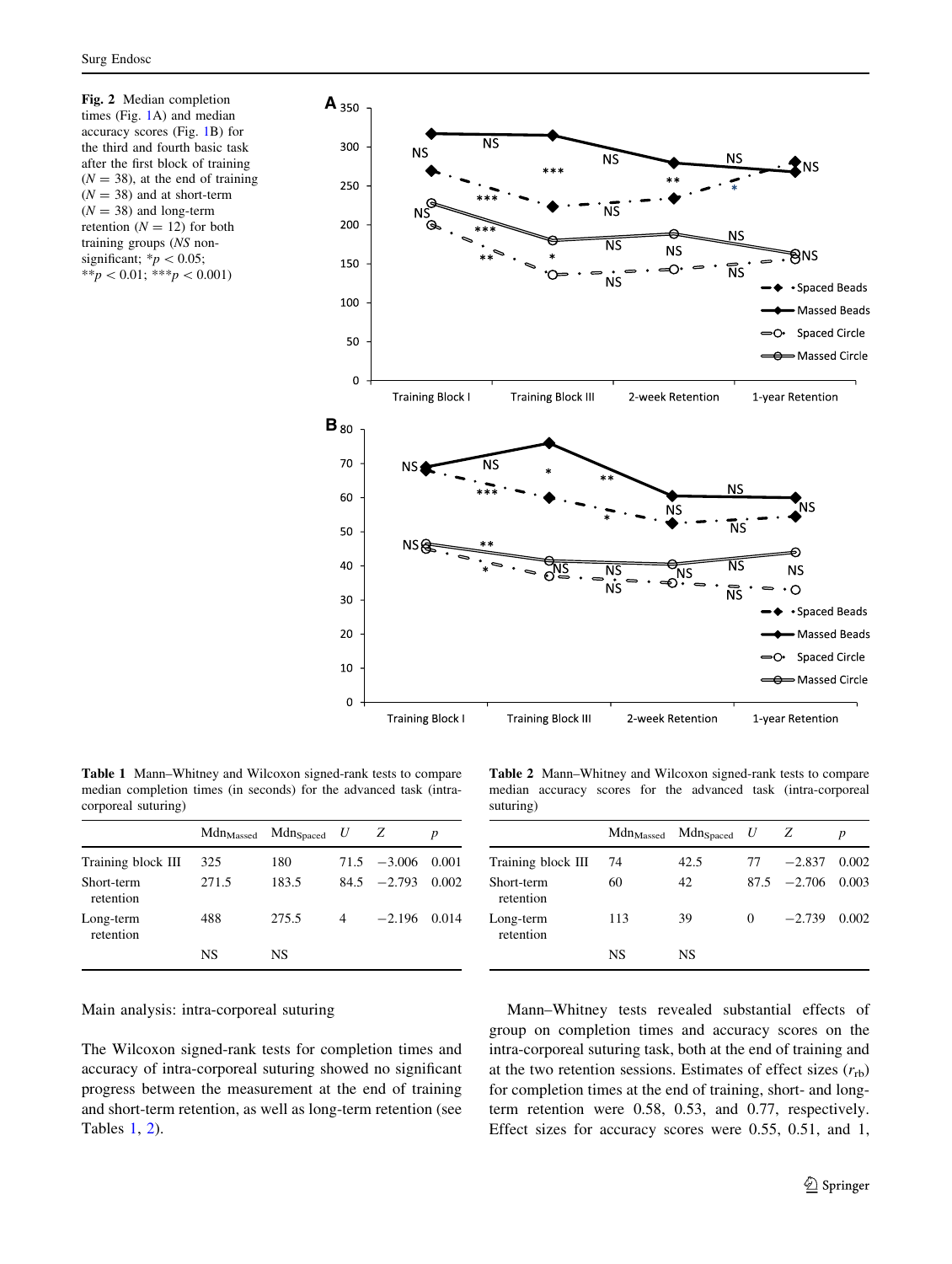**Fig. 2** Median completion times (Fig. 1A) and median accuracy scores (Fig. 1B) for the third and fourth basic task after the first block of training ($N = 38$), at the end of training ($N = 38$) and at short-term ($N = 38$) and long-term retention ($N = 12$) for both training groups (*NS* non-significant; $^{*}p < 0.05$; $^{**}p < 0.01$; $^{***}p < 0.001$)

**Table 1** Mann–Whitney and Wilcoxon signed-rank tests to compare median completion times (in seconds) for the advanced task (intra-corporeal suturing)

| | $Mdn_{Massed}$ | $Mdn_{Spaced}$ | $U$ | $Z$ | $p$ |
|---|---|---|---|---|---|
| Training block III | 325 | 180 | 71.5 | −3.006 | 0.001 |
| Short-term retention | 271.5 | 183.5 | 84.5 | −2.793 | 0.002 |
| Long-term retention | 488 | 275.5 | 4 | −2.196 | 0.014 |
| | NS | NS | | | |

**Table 2** Mann–Whitney and Wilcoxon signed-rank tests to compare median accuracy scores for the advanced task (intra-corporeal suturing)

| | $Mdn_{Massed}$ | $Mdn_{Spaced}$ | $U$ | $Z$ | $p$ |
|---|---|---|---|---|---|
| Training block III | 74 | 42.5 | 77 | −2.837 | 0.002 |
| Short-term retention | 60 | 42 | 87.5 | −2.706 | 0.003 |
| Long-term retention | 113 | 39 | 0 | −2.739 | 0.002 |
| | NS | NS | | | |

Main analysis: intra-corporeal suturing

The Wilcoxon signed-rank tests for completion times and accuracy of intra-corporeal suturing showed no significant progress between the measurement at the end of training and short-term retention, as well as long-term retention (see Tables 1, 2).

Mann–Whitney tests revealed substantial effects of group on completion times and accuracy scores on the intra-corporeal suturing task, both at the end of training and at the two retention sessions. Estimates of effect sizes ($r_{rb}$) for completion times at the end of training, short- and long-term retention were 0.58, 0.53, and 0.77, respectively. Effect sizes for accuracy scores were 0.55, 0.51, and 1,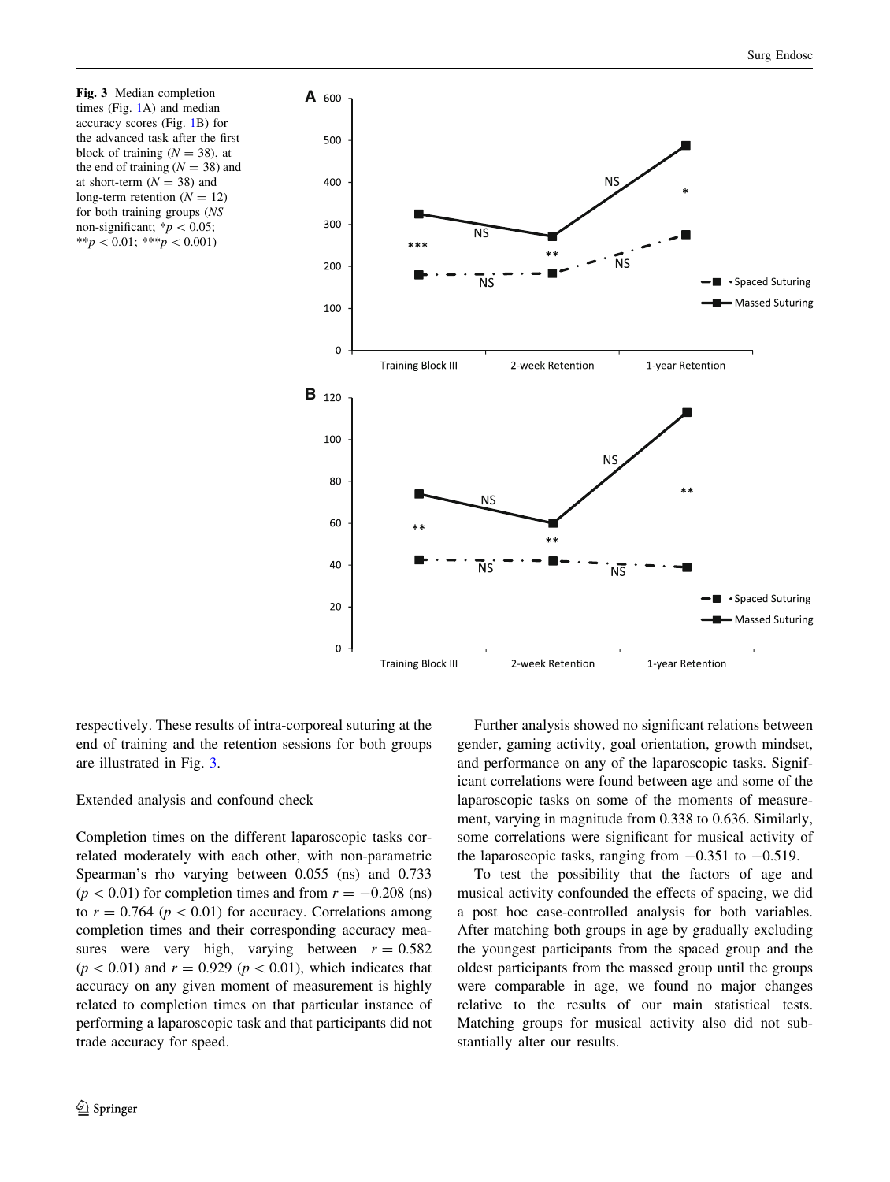Fig. 3 Median completion times (Fig. 1A) and median accuracy scores (Fig. 1B) for the advanced task after the first block of training ($N = 38$), at the end of training ($N = 38$) and at short-term ($N = 38$) and long-term retention ($N = 12$) for both training groups (*NS* non-significant; $*p < 0.05$; $**p < 0.01$; $***p < 0.001$)

respectively. These results of intra-corporeal suturing at the end of training and the retention sessions for both groups are illustrated in Fig. 3.

### Extended analysis and confound check

Completion times on the different laparoscopic tasks correlated moderately with each other, with non-parametric Spearman's rho varying between 0.055 (ns) and 0.733 ($p < 0.01$) for completion times and from $r = -0.208$ (ns) to $r = 0.764$ ($p < 0.01$) for accuracy. Correlations among completion times and their corresponding accuracy measures were very high, varying between $r = 0.582$ ($p < 0.01$) and $r = 0.929$ ($p < 0.01$), which indicates that accuracy on any given moment of measurement is highly related to completion times on that particular instance of performing a laparoscopic task and that participants did not trade accuracy for speed.

Further analysis showed no significant relations between gender, gaming activity, goal orientation, growth mindset, and performance on any of the laparoscopic tasks. Significant correlations were found between age and some of the laparoscopic tasks on some of the moments of measurement, varying in magnitude from 0.338 to 0.636. Similarly, some correlations were significant for musical activity of the laparoscopic tasks, ranging from $-0.351$ to $-0.519$.

To test the possibility that the factors of age and musical activity confounded the effects of spacing, we did a post hoc case-controlled analysis for both variables. After matching both groups in age by gradually excluding the youngest participants from the spaced group and the oldest participants from the massed group until the groups were comparable in age, we found no major changes relative to the results of our main statistical tests. Matching groups for musical activity also did not substantially alter our results.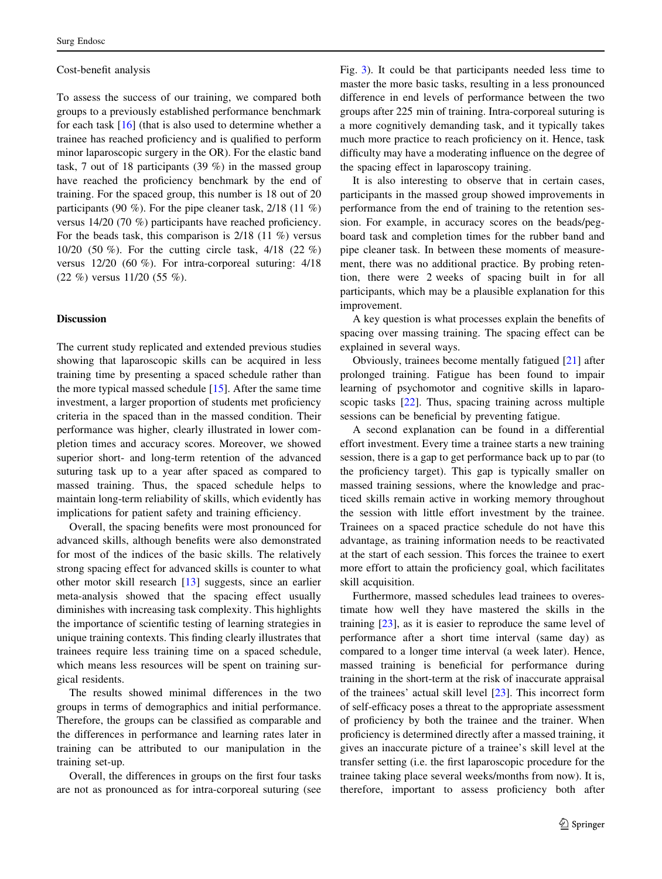Cost-benefit analysis

To assess the success of our training, we compared both groups to a previously established performance benchmark for each task [16] (that is also used to determine whether a trainee has reached proficiency and is qualified to perform minor laparoscopic surgery in the OR). For the elastic band task, 7 out of 18 participants (39 %) in the massed group have reached the proficiency benchmark by the end of training. For the spaced group, this number is 18 out of 20 participants (90 %). For the pipe cleaner task, 2/18 (11 %) versus 14/20 (70 %) participants have reached proficiency. For the beads task, this comparison is 2/18 (11 %) versus 10/20 (50 %). For the cutting circle task, 4/18 (22 %) versus 12/20 (60 %). For intra-corporeal suturing: 4/18 (22 %) versus 11/20 (55 %).

## Discussion

The current study replicated and extended previous studies showing that laparoscopic skills can be acquired in less training time by presenting a spaced schedule rather than the more typical massed schedule [15]. After the same time investment, a larger proportion of students met proficiency criteria in the spaced than in the massed condition. Their performance was higher, clearly illustrated in lower completion times and accuracy scores. Moreover, we showed superior short- and long-term retention of the advanced suturing task up to a year after spaced as compared to massed training. Thus, the spaced schedule helps to maintain long-term reliability of skills, which evidently has implications for patient safety and training efficiency.

Overall, the spacing benefits were most pronounced for advanced skills, although benefits were also demonstrated for most of the indices of the basic skills. The relatively strong spacing effect for advanced skills is counter to what other motor skill research [13] suggests, since an earlier meta-analysis showed that the spacing effect usually diminishes with increasing task complexity. This highlights the importance of scientific testing of learning strategies in unique training contexts. This finding clearly illustrates that trainees require less training time on a spaced schedule, which means less resources will be spent on training surgical residents.

The results showed minimal differences in the two groups in terms of demographics and initial performance. Therefore, the groups can be classified as comparable and the differences in performance and learning rates later in training can be attributed to our manipulation in the training set-up.

Overall, the differences in groups on the first four tasks are not as pronounced as for intra-corporeal suturing (see Fig. 3). It could be that participants needed less time to master the more basic tasks, resulting in a less pronounced difference in end levels of performance between the two groups after 225 min of training. Intra-corporeal suturing is a more cognitively demanding task, and it typically takes much more practice to reach proficiency on it. Hence, task difficulty may have a moderating influence on the degree of the spacing effect in laparoscopy training.

It is also interesting to observe that in certain cases, participants in the massed group showed improvements in performance from the end of training to the retention session. For example, in accuracy scores on the beads/pegboard task and completion times for the rubber band and pipe cleaner task. In between these moments of measurement, there was no additional practice. By probing retention, there were 2 weeks of spacing built in for all participants, which may be a plausible explanation for this improvement.

A key question is what processes explain the benefits of spacing over massing training. The spacing effect can be explained in several ways.

Obviously, trainees become mentally fatigued [21] after prolonged training. Fatigue has been found to impair learning of psychomotor and cognitive skills in laparoscopic tasks [22]. Thus, spacing training across multiple sessions can be beneficial by preventing fatigue.

A second explanation can be found in a differential effort investment. Every time a trainee starts a new training session, there is a gap to get performance back up to par (to the proficiency target). This gap is typically smaller on massed training sessions, where the knowledge and practiced skills remain active in working memory throughout the session with little effort investment by the trainee. Trainees on a spaced practice schedule do not have this advantage, as training information needs to be reactivated at the start of each session. This forces the trainee to exert more effort to attain the proficiency goal, which facilitates skill acquisition.

Furthermore, massed schedules lead trainees to overestimate how well they have mastered the skills in the training [23], as it is easier to reproduce the same level of performance after a short time interval (same day) as compared to a longer time interval (a week later). Hence, massed training is beneficial for performance during training in the short-term at the risk of inaccurate appraisal of the trainees' actual skill level [23]. This incorrect form of self-efficacy poses a threat to the appropriate assessment of proficiency by both the trainee and the trainer. When proficiency is determined directly after a massed training, it gives an inaccurate picture of a trainee's skill level at the transfer setting (i.e. the first laparoscopic procedure for the trainee taking place several weeks/months from now). It is, therefore, important to assess proficiency both after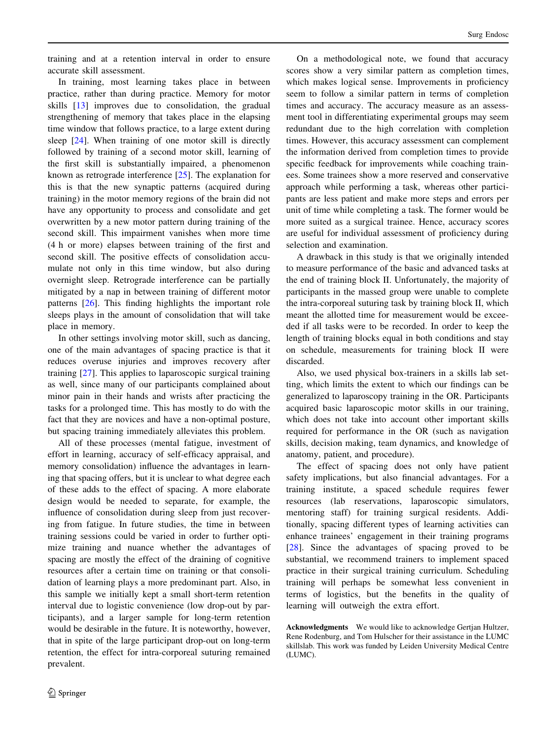training and at a retention interval in order to ensure accurate skill assessment.

In training, most learning takes place in between practice, rather than during practice. Memory for motor skills [13] improves due to consolidation, the gradual strengthening of memory that takes place in the elapsing time window that follows practice, to a large extent during sleep [24]. When training of one motor skill is directly followed by training of a second motor skill, learning of the first skill is substantially impaired, a phenomenon known as retrograde interference [25]. The explanation for this is that the new synaptic patterns (acquired during training) in the motor memory regions of the brain did not have any opportunity to process and consolidate and get overwritten by a new motor pattern during training of the second skill. This impairment vanishes when more time (4 h or more) elapses between training of the first and second skill. The positive effects of consolidation accumulate not only in this time window, but also during overnight sleep. Retrograde interference can be partially mitigated by a nap in between training of different motor patterns [26]. This finding highlights the important role sleeps plays in the amount of consolidation that will take place in memory.

In other settings involving motor skill, such as dancing, one of the main advantages of spacing practice is that it reduces overuse injuries and improves recovery after training [27]. This applies to laparoscopic surgical training as well, since many of our participants complained about minor pain in their hands and wrists after practicing the tasks for a prolonged time. This has mostly to do with the fact that they are novices and have a non-optimal posture, but spacing training immediately alleviates this problem.

All of these processes (mental fatigue, investment of effort in learning, accuracy of self-efficacy appraisal, and memory consolidation) influence the advantages in learning that spacing offers, but it is unclear to what degree each of these adds to the effect of spacing. A more elaborate design would be needed to separate, for example, the influence of consolidation during sleep from just recovering from fatigue. In future studies, the time in between training sessions could be varied in order to further optimize training and nuance whether the advantages of spacing are mostly the effect of the draining of cognitive resources after a certain time on training or that consolidation of learning plays a more predominant part. Also, in this sample we initially kept a small short-term retention interval due to logistic convenience (low drop-out by participants), and a larger sample for long-term retention would be desirable in the future. It is noteworthy, however, that in spite of the large participant drop-out on long-term retention, the effect for intra-corporeal suturing remained prevalent.

On a methodological note, we found that accuracy scores show a very similar pattern as completion times, which makes logical sense. Improvements in proficiency seem to follow a similar pattern in terms of completion times and accuracy. The accuracy measure as an assessment tool in differentiating experimental groups may seem redundant due to the high correlation with completion times. However, this accuracy assessment can complement the information derived from completion times to provide specific feedback for improvements while coaching trainees. Some trainees show a more reserved and conservative approach while performing a task, whereas other participants are less patient and make more steps and errors per unit of time while completing a task. The former would be more suited as a surgical trainee. Hence, accuracy scores are useful for individual assessment of proficiency during selection and examination.

A drawback in this study is that we originally intended to measure performance of the basic and advanced tasks at the end of training block II. Unfortunately, the majority of participants in the massed group were unable to complete the intra-corporeal suturing task by training block II, which meant the allotted time for measurement would be exceeded if all tasks were to be recorded. In order to keep the length of training blocks equal in both conditions and stay on schedule, measurements for training block II were discarded.

Also, we used physical box-trainers in a skills lab setting, which limits the extent to which our findings can be generalized to laparoscopy training in the OR. Participants acquired basic laparoscopic motor skills in our training, which does not take into account other important skills required for performance in the OR (such as navigation skills, decision making, team dynamics, and knowledge of anatomy, patient, and procedure).

The effect of spacing does not only have patient safety implications, but also financial advantages. For a training institute, a spaced schedule requires fewer resources (lab reservations, laparoscopic simulators, mentoring staff) for training surgical residents. Additionally, spacing different types of learning activities can enhance trainees' engagement in their training programs [28]. Since the advantages of spacing proved to be substantial, we recommend trainers to implement spaced practice in their surgical training curriculum. Scheduling training will perhaps be somewhat less convenient in terms of logistics, but the benefits in the quality of learning will outweigh the extra effort.

**Acknowledgments** We would like to acknowledge Gertjan Hultzer, Rene Rodenburg, and Tom Hulscher for their assistance in the LUMC skillslab. This work was funded by Leiden University Medical Centre (LUMC).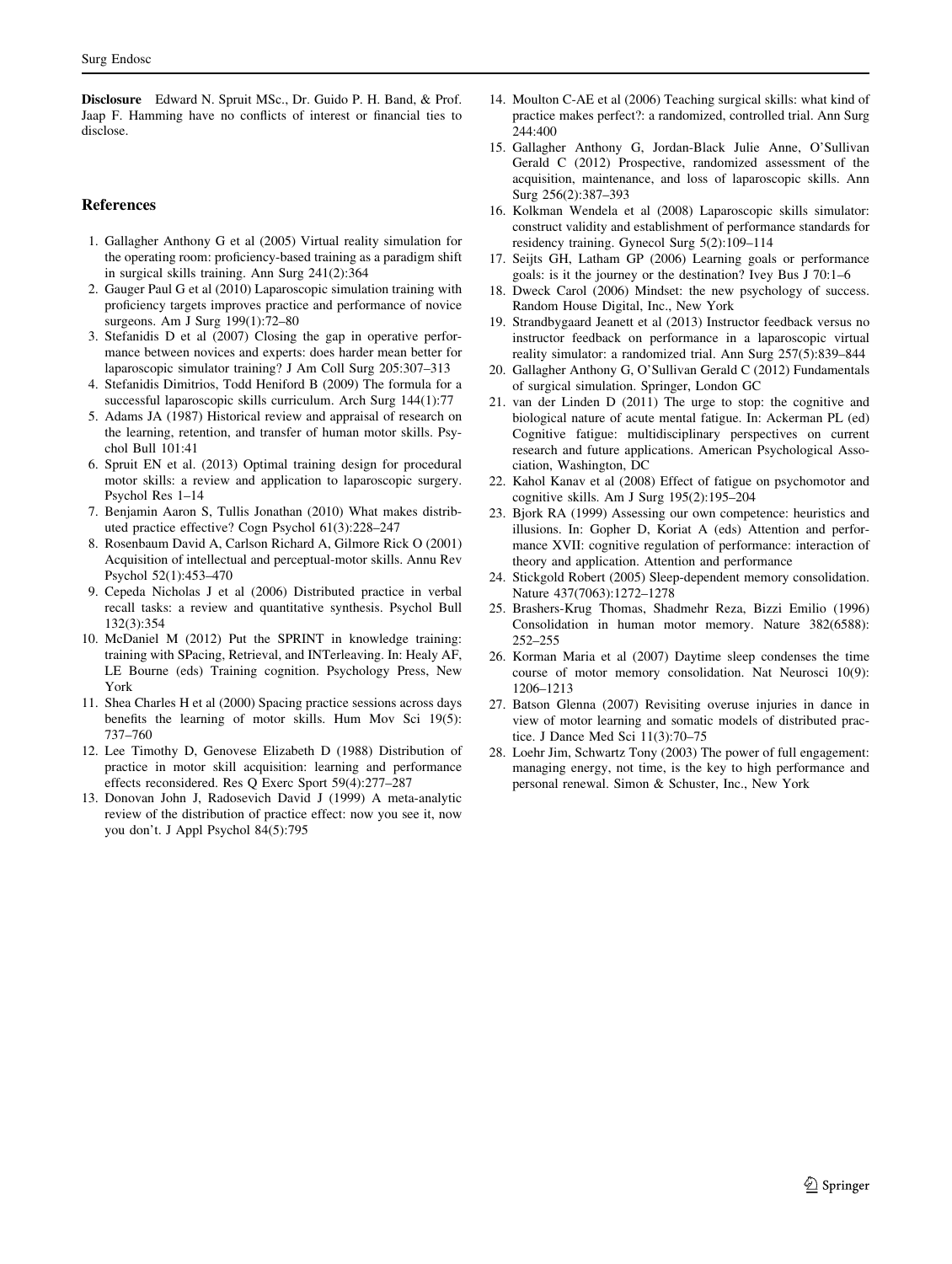**Disclosure** Edward N. Spruit MSc., Dr. Guido P. H. Band, & Prof. Jaap F. Hamming have no conflicts of interest or financial ties to disclose.

## References

1. Gallagher Anthony G et al (2005) Virtual reality simulation for the operating room: proficiency-based training as a paradigm shift in surgical skills training. Ann Surg 241(2):364
2. Gauger Paul G et al (2010) Laparoscopic simulation training with proficiency targets improves practice and performance of novice surgeons. Am J Surg 199(1):72–80
3. Stefanidis D et al (2007) Closing the gap in operative performance between novices and experts: does harder mean better for laparoscopic simulator training? J Am Coll Surg 205:307–313
4. Stefanidis Dimitrios, Todd Heniford B (2009) The formula for a successful laparoscopic skills curriculum. Arch Surg 144(1):77
5. Adams JA (1987) Historical review and appraisal of research on the learning, retention, and transfer of human motor skills. Psychol Bull 101:41
6. Spruit EN et al. (2013) Optimal training design for procedural motor skills: a review and application to laparoscopic surgery. Psychol Res 1–14
7. Benjamin Aaron S, Tullis Jonathan (2010) What makes distributed practice effective? Cogn Psychol 61(3):228–247
8. Rosenbaum David A, Carlson Richard A, Gilmore Rick O (2001) Acquisition of intellectual and perceptual-motor skills. Annu Rev Psychol 52(1):453–470
9. Cepeda Nicholas J et al (2006) Distributed practice in verbal recall tasks: a review and quantitative synthesis. Psychol Bull 132(3):354
10. McDaniel M (2012) Put the SPRINT in knowledge training: training with SPacing, Retrieval, and INTerleaving. In: Healy AF, LE Bourne (eds) Training cognition. Psychology Press, New York
11. Shea Charles H et al (2000) Spacing practice sessions across days benefits the learning of motor skills. Hum Mov Sci 19(5): 737–760
12. Lee Timothy D, Genovese Elizabeth D (1988) Distribution of practice in motor skill acquisition: learning and performance effects reconsidered. Res Q Exerc Sport 59(4):277–287
13. Donovan John J, Radosevich David J (1999) A meta-analytic review of the distribution of practice effect: now you see it, now you don't. J Appl Psychol 84(5):795
14. Moulton C-AE et al (2006) Teaching surgical skills: what kind of practice makes perfect?: a randomized, controlled trial. Ann Surg 244:400
15. Gallagher Anthony G, Jordan-Black Julie Anne, O'Sullivan Gerald C (2012) Prospective, randomized assessment of the acquisition, maintenance, and loss of laparoscopic skills. Ann Surg 256(2):387–393
16. Kolkman Wendela et al (2008) Laparoscopic skills simulator: construct validity and establishment of performance standards for residency training. Gynecol Surg 5(2):109–114
17. Seijts GH, Latham GP (2006) Learning goals or performance goals: is it the journey or the destination? Ivey Bus J 70:1–6
18. Dweck Carol (2006) Mindset: the new psychology of success. Random House Digital, Inc., New York
19. Strandbygaard Jeanett et al (2013) Instructor feedback versus no instructor feedback on performance in a laparoscopic virtual reality simulator: a randomized trial. Ann Surg 257(5):839–844
20. Gallagher Anthony G, O'Sullivan Gerald C (2012) Fundamentals of surgical simulation. Springer, London GC
21. van der Linden D (2011) The urge to stop: the cognitive and biological nature of acute mental fatigue. In: Ackerman PL (ed) Cognitive fatigue: multidisciplinary perspectives on current research and future applications. American Psychological Association, Washington, DC
22. Kahol Kanav et al (2008) Effect of fatigue on psychomotor and cognitive skills. Am J Surg 195(2):195–204
23. Bjork RA (1999) Assessing our own competence: heuristics and illusions. In: Gopher D, Koriat A (eds) Attention and performance XVII: cognitive regulation of performance: interaction of theory and application. Attention and performance
24. Stickgold Robert (2005) Sleep-dependent memory consolidation. Nature 437(7063):1272–1278
25. Brashers-Krug Thomas, Shadmehr Reza, Bizzi Emilio (1996) Consolidation in human motor memory. Nature 382(6588): 252–255
26. Korman Maria et al (2007) Daytime sleep condenses the time course of motor memory consolidation. Nat Neurosci 10(9): 1206–1213
27. Batson Glenna (2007) Revisiting overuse injuries in dance in view of motor learning and somatic models of distributed practice. J Dance Med Sci 11(3):70–75
28. Loehr Jim, Schwartz Tony (2003) The power of full engagement: managing energy, not time, is the key to high performance and personal renewal. Simon & Schuster, Inc., New York